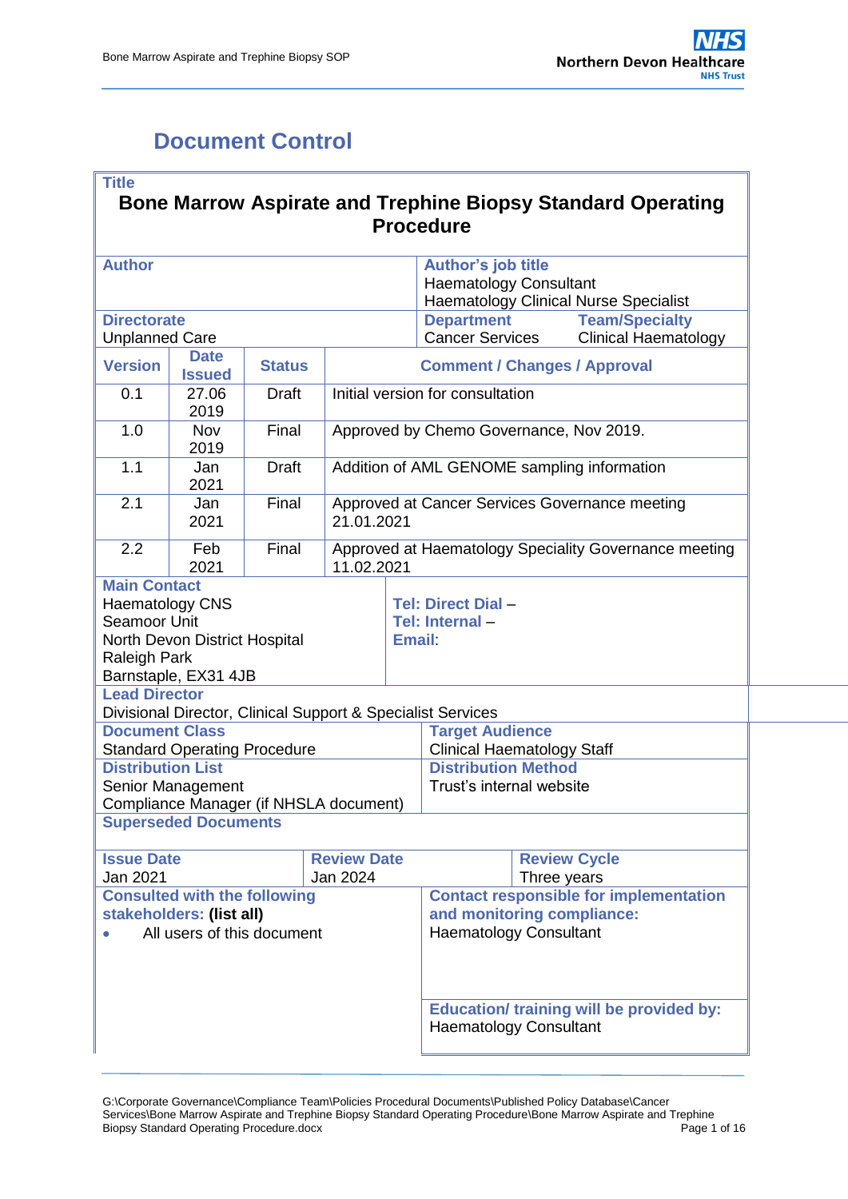# Document Control

| **Title** | | | |
|---|---|---|---|
| **Bone Marrow Aspirate and Trephine Biopsy Standard Operating Procedure** | | | |
| **Author** | | **Author's job title**<br>Haematology Consultant<br>Haematology Clinical Nurse Specialist | |
| **Directorate**<br>Unplanned Care | | **Department**<br>Cancer Services | **Team/Specialty**<br>Clinical Haematology |

| Version | Date Issued | Status | Comment / Changes / Approval |
|---|---|---|---|
| 0.1 | 27.06 2019 | Draft | Initial version for consultation |
| 1.0 | Nov 2019 | Final | Approved by Chemo Governance, Nov 2019. |
| 1.1 | Jan 2021 | Draft | Addition of AML GENOME sampling information |
| 2.1 | Jan 2021 | Final | Approved at Cancer Services Governance meeting 21.01.2021 |
| 2.2 | Feb 2021 | Final | Approved at Haematology Speciality Governance meeting 11.02.2021 |

| **Main Contact** | |
|---|---|
| Haematology CNS<br>Seamoor Unit<br>North Devon District Hospital<br>Raleigh Park<br>Barnstaple, EX31 4JB | **Tel: Direct Dial** –<br>**Tel: Internal** –<br>**Email**: |
| **Lead Director**<br>Divisional Director, Clinical Support & Specialist Services | |
| **Document Class**<br>Standard Operating Procedure | **Target Audience**<br>Clinical Haematology Staff |
| **Distribution List**<br>Senior Management<br>Compliance Manager (if NHSLA document) | **Distribution Method**<br>Trust's internal website |
| **Superseded Documents** | |

| **Issue Date** | **Review Date** | **Review Cycle** |
|---|---|---|
| Jan 2021 | Jan 2024 | Three years |

| **Consulted with the following stakeholders: (list all)** | **Contact responsible for implementation and monitoring compliance:**<br>Haematology Consultant |
|---|---|
| • All users of this document | **Education/ training will be provided by:**<br>Haematology Consultant |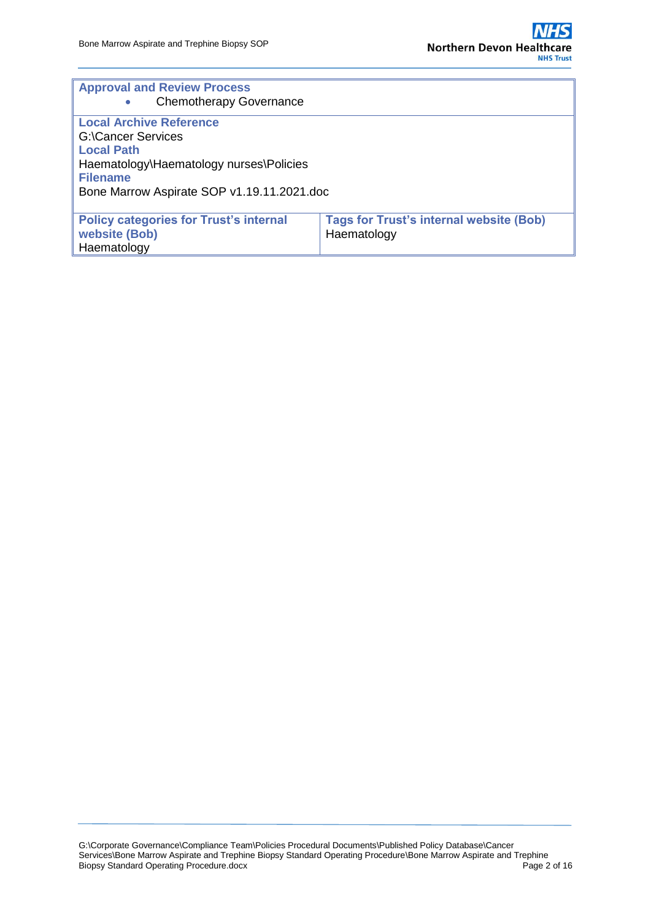| **Approval and Review Process**<br>• Chemotherapy Governance | |
|---|---|
| **Local Archive Reference**<br>G:\Cancer Services<br>**Local Path**<br>Haematology\Haematology nurses\Policies<br>**Filename**<br>Bone Marrow Aspirate SOP v1.19.11.2021.doc | |
| **Policy categories for Trust's internal website (Bob)**<br>Haematology | **Tags for Trust's internal website (Bob)**<br>Haematology |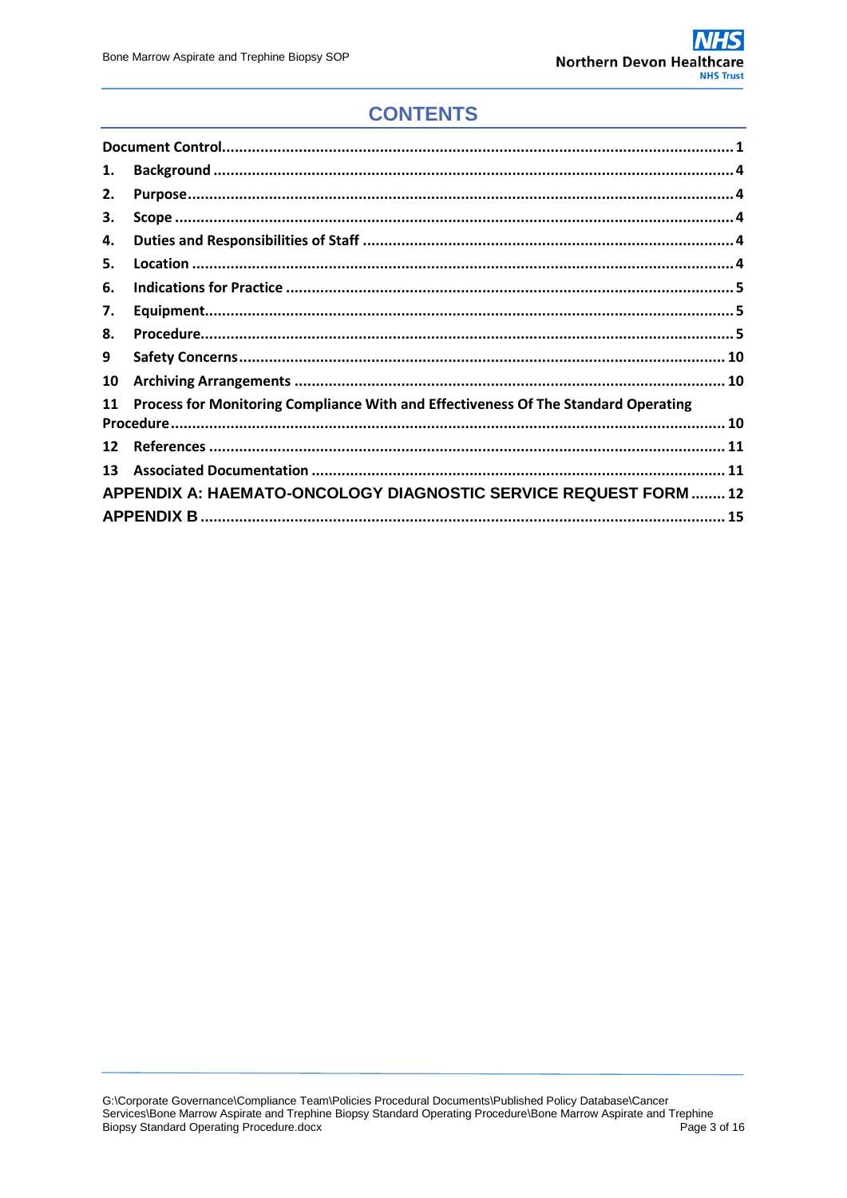# CONTENTS

Document Control ..... 1

1. Background ..... 4
2. Purpose ..... 4
3. Scope ..... 4
4. Duties and Responsibilities of Staff ..... 4
5. Location ..... 4
6. Indications for Practice ..... 5
7. Equipment ..... 5
8. Procedure ..... 5
9. Safety Concerns ..... 10
10. Archiving Arrangements ..... 10
11. Process for Monitoring Compliance With and Effectiveness Of The Standard Operating Procedure ..... 10
12. References ..... 11
13. Associated Documentation ..... 11

APPENDIX A: HAEMATO-ONCOLOGY DIAGNOSTIC SERVICE REQUEST FORM ..... 12

APPENDIX B ..... 15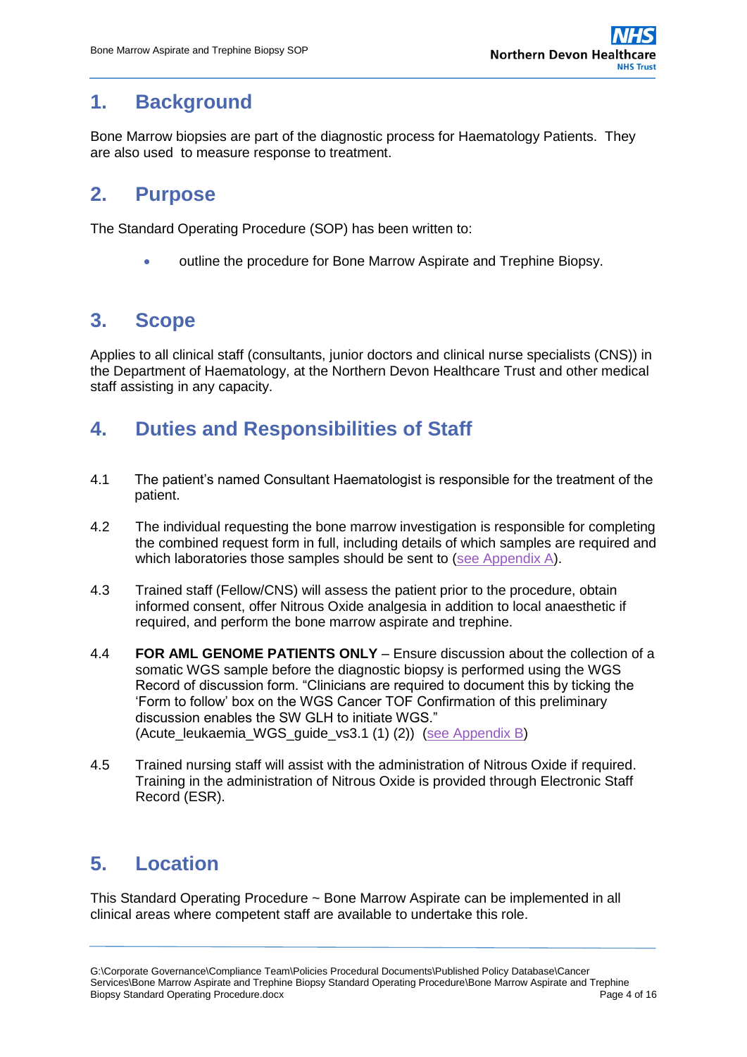# 1. Background

Bone Marrow biopsies are part of the diagnostic process for Haematology Patients. They are also used to measure response to treatment.

# 2. Purpose

The Standard Operating Procedure (SOP) has been written to:

- outline the procedure for Bone Marrow Aspirate and Trephine Biopsy.

# 3. Scope

Applies to all clinical staff (consultants, junior doctors and clinical nurse specialists (CNS)) in the Department of Haematology, at the Northern Devon Healthcare Trust and other medical staff assisting in any capacity.

# 4. Duties and Responsibilities of Staff

4.1 The patient's named Consultant Haematologist is responsible for the treatment of the patient.

4.2 The individual requesting the bone marrow investigation is responsible for completing the combined request form in full, including details of which samples are required and which laboratories those samples should be sent to (see Appendix A).

4.3 Trained staff (Fellow/CNS) will assess the patient prior to the procedure, obtain informed consent, offer Nitrous Oxide analgesia in addition to local anaesthetic if required, and perform the bone marrow aspirate and trephine.

4.4 **FOR AML GENOME PATIENTS ONLY** – Ensure discussion about the collection of a somatic WGS sample before the diagnostic biopsy is performed using the WGS Record of discussion form. "Clinicians are required to document this by ticking the 'Form to follow' box on the WGS Cancer TOF Confirmation of this preliminary discussion enables the SW GLH to initiate WGS." (Acute_leukaemia_WGS_guide_vs3.1 (1) (2)) (see Appendix B)

4.5 Trained nursing staff will assist with the administration of Nitrous Oxide if required. Training in the administration of Nitrous Oxide is provided through Electronic Staff Record (ESR).

# 5. Location

This Standard Operating Procedure ~ Bone Marrow Aspirate can be implemented in all clinical areas where competent staff are available to undertake this role.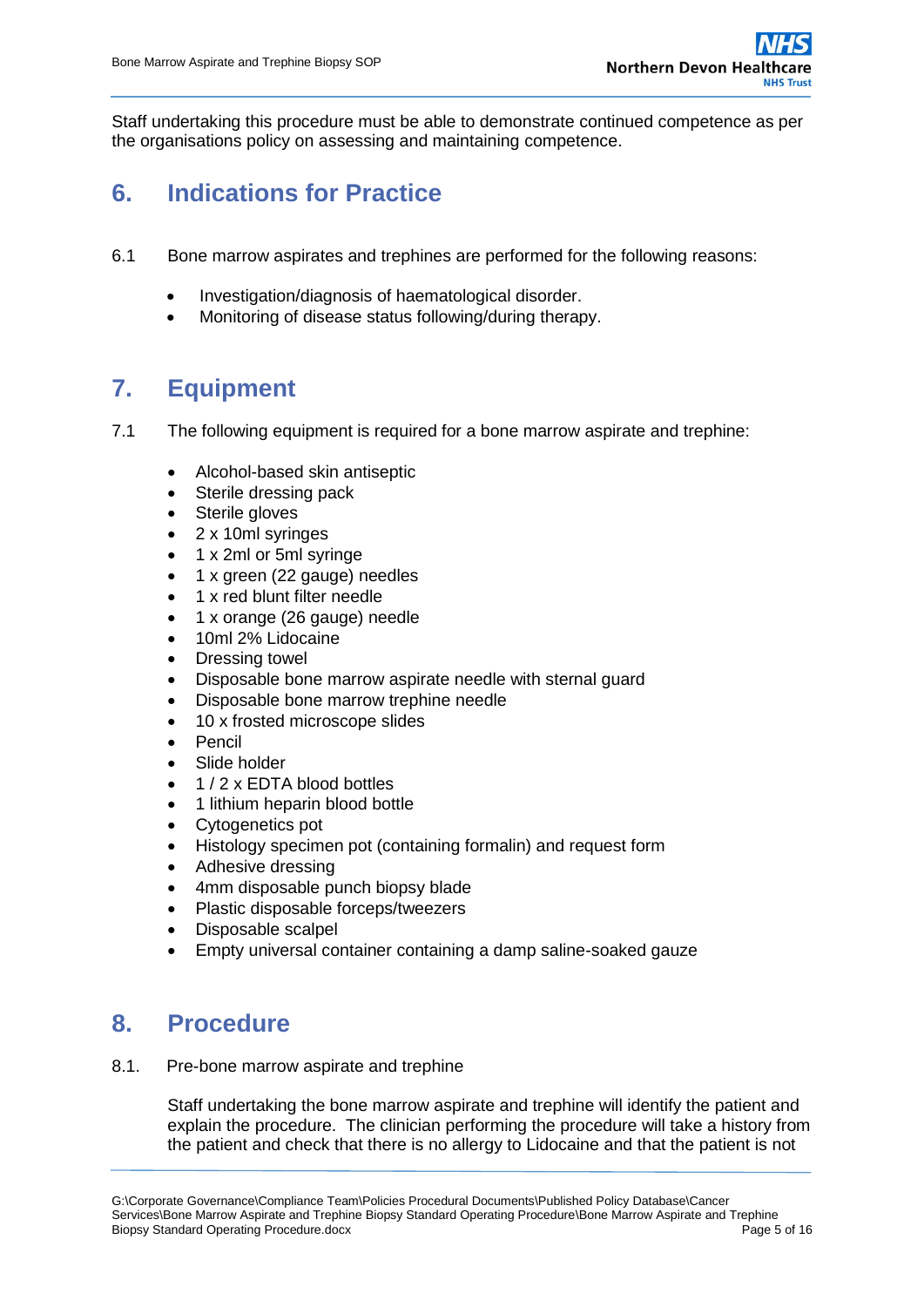Staff undertaking this procedure must be able to demonstrate continued competence as per the organisations policy on assessing and maintaining competence.

# 6. Indications for Practice

6.1 Bone marrow aspirates and trephines are performed for the following reasons:

- Investigation/diagnosis of haematological disorder.
- Monitoring of disease status following/during therapy.

# 7. Equipment

7.1 The following equipment is required for a bone marrow aspirate and trephine:

- Alcohol-based skin antiseptic
- Sterile dressing pack
- Sterile gloves
- 2 x 10ml syringes
- 1 x 2ml or 5ml syringe
- 1 x green (22 gauge) needles
- 1 x red blunt filter needle
- 1 x orange (26 gauge) needle
- 10ml 2% Lidocaine
- Dressing towel
- Disposable bone marrow aspirate needle with sternal guard
- Disposable bone marrow trephine needle
- 10 x frosted microscope slides
- Pencil
- Slide holder
- 1 / 2 x EDTA blood bottles
- 1 lithium heparin blood bottle
- Cytogenetics pot
- Histology specimen pot (containing formalin) and request form
- Adhesive dressing
- 4mm disposable punch biopsy blade
- Plastic disposable forceps/tweezers
- Disposable scalpel
- Empty universal container containing a damp saline-soaked gauze

# 8. Procedure

8.1. Pre-bone marrow aspirate and trephine

Staff undertaking the bone marrow aspirate and trephine will identify the patient and explain the procedure. The clinician performing the procedure will take a history from the patient and check that there is no allergy to Lidocaine and that the patient is not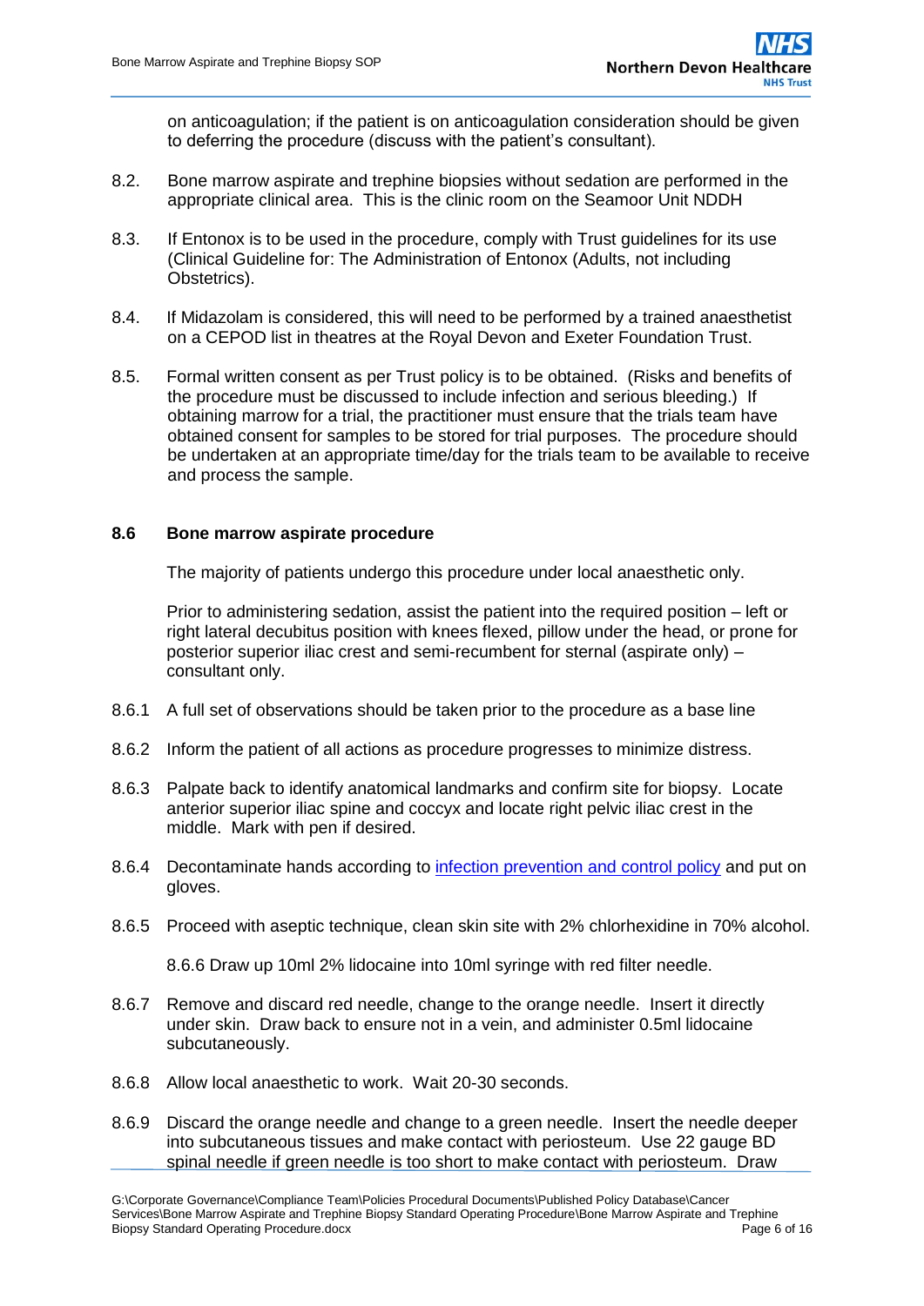on anticoagulation; if the patient is on anticoagulation consideration should be given to deferring the procedure (discuss with the patient's consultant).

8.2. Bone marrow aspirate and trephine biopsies without sedation are performed in the appropriate clinical area. This is the clinic room on the Seamoor Unit NDDH

8.3. If Entonox is to be used in the procedure, comply with Trust guidelines for its use (Clinical Guideline for: The Administration of Entonox (Adults, not including Obstetrics).

8.4. If Midazolam is considered, this will need to be performed by a trained anaesthetist on a CEPOD list in theatres at the Royal Devon and Exeter Foundation Trust.

8.5. Formal written consent as per Trust policy is to be obtained. (Risks and benefits of the procedure must be discussed to include infection and serious bleeding.) If obtaining marrow for a trial, the practitioner must ensure that the trials team have obtained consent for samples to be stored for trial purposes. The procedure should be undertaken at an appropriate time/day for the trials team to be available to receive and process the sample.

### 8.6 Bone marrow aspirate procedure

The majority of patients undergo this procedure under local anaesthetic only.

Prior to administering sedation, assist the patient into the required position – left or right lateral decubitus position with knees flexed, pillow under the head, or prone for posterior superior iliac crest and semi-recumbent for sternal (aspirate only) – consultant only.

8.6.1 A full set of observations should be taken prior to the procedure as a base line

8.6.2 Inform the patient of all actions as procedure progresses to minimize distress.

8.6.3 Palpate back to identify anatomical landmarks and confirm site for biopsy. Locate anterior superior iliac spine and coccyx and locate right pelvic iliac crest in the middle. Mark with pen if desired.

8.6.4 Decontaminate hands according to infection prevention and control policy and put on gloves.

8.6.5 Proceed with aseptic technique, clean skin site with 2% chlorhexidine in 70% alcohol.

8.6.6 Draw up 10ml 2% lidocaine into 10ml syringe with red filter needle.

8.6.7 Remove and discard red needle, change to the orange needle. Insert it directly under skin. Draw back to ensure not in a vein, and administer 0.5ml lidocaine subcutaneously.

8.6.8 Allow local anaesthetic to work. Wait 20-30 seconds.

8.6.9 Discard the orange needle and change to a green needle. Insert the needle deeper into subcutaneous tissues and make contact with periosteum. Use 22 gauge BD spinal needle if green needle is too short to make contact with periosteum. Draw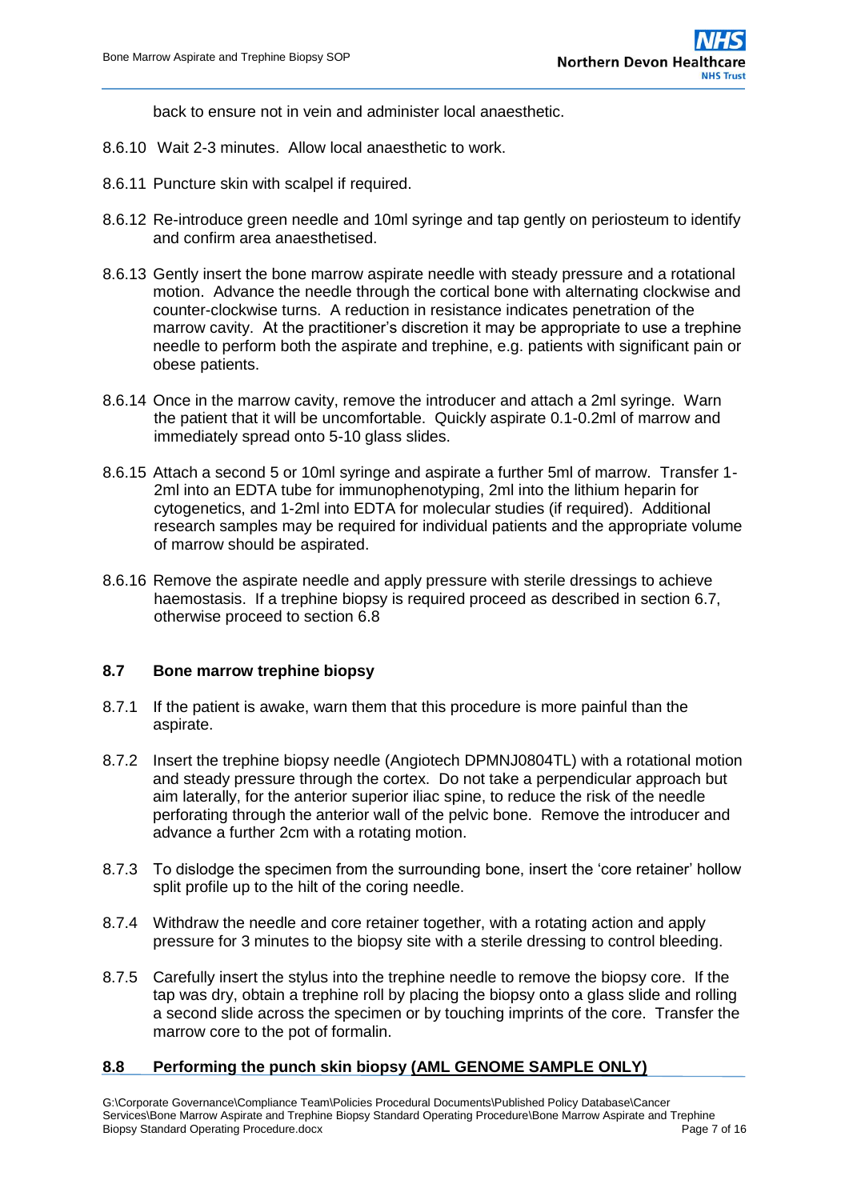back to ensure not in vein and administer local anaesthetic.

8.6.10 Wait 2-3 minutes. Allow local anaesthetic to work.

8.6.11 Puncture skin with scalpel if required.

8.6.12 Re-introduce green needle and 10ml syringe and tap gently on periosteum to identify and confirm area anaesthetised.

8.6.13 Gently insert the bone marrow aspirate needle with steady pressure and a rotational motion. Advance the needle through the cortical bone with alternating clockwise and counter-clockwise turns. A reduction in resistance indicates penetration of the marrow cavity. At the practitioner's discretion it may be appropriate to use a trephine needle to perform both the aspirate and trephine, e.g. patients with significant pain or obese patients.

8.6.14 Once in the marrow cavity, remove the introducer and attach a 2ml syringe. Warn the patient that it will be uncomfortable. Quickly aspirate 0.1-0.2ml of marrow and immediately spread onto 5-10 glass slides.

8.6.15 Attach a second 5 or 10ml syringe and aspirate a further 5ml of marrow. Transfer 1-2ml into an EDTA tube for immunophenotyping, 2ml into the lithium heparin for cytogenetics, and 1-2ml into EDTA for molecular studies (if required). Additional research samples may be required for individual patients and the appropriate volume of marrow should be aspirated.

8.6.16 Remove the aspirate needle and apply pressure with sterile dressings to achieve haemostasis. If a trephine biopsy is required proceed as described in section 6.7, otherwise proceed to section 6.8

## 8.7 Bone marrow trephine biopsy

8.7.1 If the patient is awake, warn them that this procedure is more painful than the aspirate.

8.7.2 Insert the trephine biopsy needle (Angiotech DPMNJ0804TL) with a rotational motion and steady pressure through the cortex. Do not take a perpendicular approach but aim laterally, for the anterior superior iliac spine, to reduce the risk of the needle perforating through the anterior wall of the pelvic bone. Remove the introducer and advance a further 2cm with a rotating motion.

8.7.3 To dislodge the specimen from the surrounding bone, insert the 'core retainer' hollow split profile up to the hilt of the coring needle.

8.7.4 Withdraw the needle and core retainer together, with a rotating action and apply pressure for 3 minutes to the biopsy site with a sterile dressing to control bleeding.

8.7.5 Carefully insert the stylus into the trephine needle to remove the biopsy core. If the tap was dry, obtain a trephine roll by placing the biopsy onto a glass slide and rolling a second slide across the specimen or by touching imprints of the core. Transfer the marrow core to the pot of formalin.

## 8.8 Performing the punch skin biopsy (AML GENOME SAMPLE ONLY)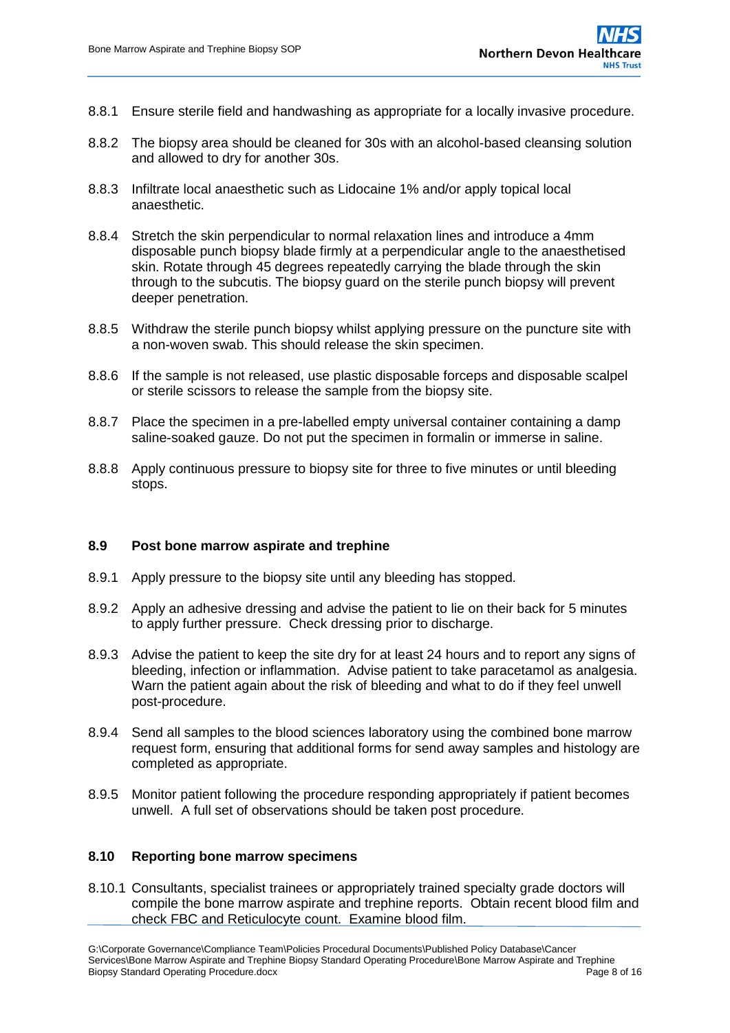8.8.1 Ensure sterile field and handwashing as appropriate for a locally invasive procedure.

8.8.2 The biopsy area should be cleaned for 30s with an alcohol-based cleansing solution and allowed to dry for another 30s.

8.8.3 Infiltrate local anaesthetic such as Lidocaine 1% and/or apply topical local anaesthetic.

8.8.4 Stretch the skin perpendicular to normal relaxation lines and introduce a 4mm disposable punch biopsy blade firmly at a perpendicular angle to the anaesthetised skin. Rotate through 45 degrees repeatedly carrying the blade through the skin through to the subcutis. The biopsy guard on the sterile punch biopsy will prevent deeper penetration.

8.8.5 Withdraw the sterile punch biopsy whilst applying pressure on the puncture site with a non-woven swab. This should release the skin specimen.

8.8.6 If the sample is not released, use plastic disposable forceps and disposable scalpel or sterile scissors to release the sample from the biopsy site.

8.8.7 Place the specimen in a pre-labelled empty universal container containing a damp saline-soaked gauze. Do not put the specimen in formalin or immerse in saline.

8.8.8 Apply continuous pressure to biopsy site for three to five minutes or until bleeding stops.

### 8.9 Post bone marrow aspirate and trephine

8.9.1 Apply pressure to the biopsy site until any bleeding has stopped.

8.9.2 Apply an adhesive dressing and advise the patient to lie on their back for 5 minutes to apply further pressure. Check dressing prior to discharge.

8.9.3 Advise the patient to keep the site dry for at least 24 hours and to report any signs of bleeding, infection or inflammation. Advise patient to take paracetamol as analgesia. Warn the patient again about the risk of bleeding and what to do if they feel unwell post-procedure.

8.9.4 Send all samples to the blood sciences laboratory using the combined bone marrow request form, ensuring that additional forms for send away samples and histology are completed as appropriate.

8.9.5 Monitor patient following the procedure responding appropriately if patient becomes unwell. A full set of observations should be taken post procedure.

### 8.10 Reporting bone marrow specimens

8.10.1 Consultants, specialist trainees or appropriately trained specialty grade doctors will compile the bone marrow aspirate and trephine reports. Obtain recent blood film and check FBC and Reticulocyte count. Examine blood film.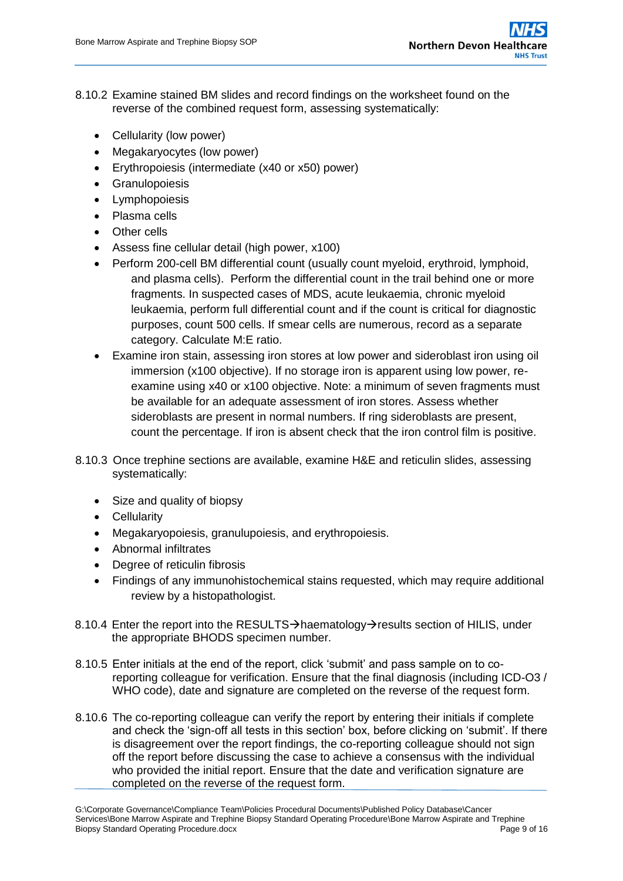8.10.2 Examine stained BM slides and record findings on the worksheet found on the reverse of the combined request form, assessing systematically:

- Cellularity (low power)
- Megakaryocytes (low power)
- Erythropoiesis (intermediate (x40 or x50) power)
- Granulopoiesis
- Lymphopoiesis
- Plasma cells
- Other cells
- Assess fine cellular detail (high power, x100)
- Perform 200-cell BM differential count (usually count myeloid, erythroid, lymphoid, and plasma cells). Perform the differential count in the trail behind one or more fragments. In suspected cases of MDS, acute leukaemia, chronic myeloid leukaemia, perform full differential count and if the count is critical for diagnostic purposes, count 500 cells. If smear cells are numerous, record as a separate category. Calculate M:E ratio.
- Examine iron stain, assessing iron stores at low power and sideroblast iron using oil immersion (x100 objective). If no storage iron is apparent using low power, re-examine using x40 or x100 objective. Note: a minimum of seven fragments must be available for an adequate assessment of iron stores. Assess whether sideroblasts are present in normal numbers. If ring sideroblasts are present, count the percentage. If iron is absent check that the iron control film is positive.

8.10.3 Once trephine sections are available, examine H&E and reticulin slides, assessing systematically:

- Size and quality of biopsy
- Cellularity
- Megakaryopoiesis, granulupoiesis, and erythropoiesis.
- Abnormal infiltrates
- Degree of reticulin fibrosis
- Findings of any immunohistochemical stains requested, which may require additional review by a histopathologist.

8.10.4 Enter the report into the RESULTS→haematology→results section of HILIS, under the appropriate BHODS specimen number.

8.10.5 Enter initials at the end of the report, click 'submit' and pass sample on to co-reporting colleague for verification. Ensure that the final diagnosis (including ICD-O3 / WHO code), date and signature are completed on the reverse of the request form.

8.10.6 The co-reporting colleague can verify the report by entering their initials if complete and check the 'sign-off all tests in this section' box, before clicking on 'submit'. If there is disagreement over the report findings, the co-reporting colleague should not sign off the report before discussing the case to achieve a consensus with the individual who provided the initial report. Ensure that the date and verification signature are completed on the reverse of the request form.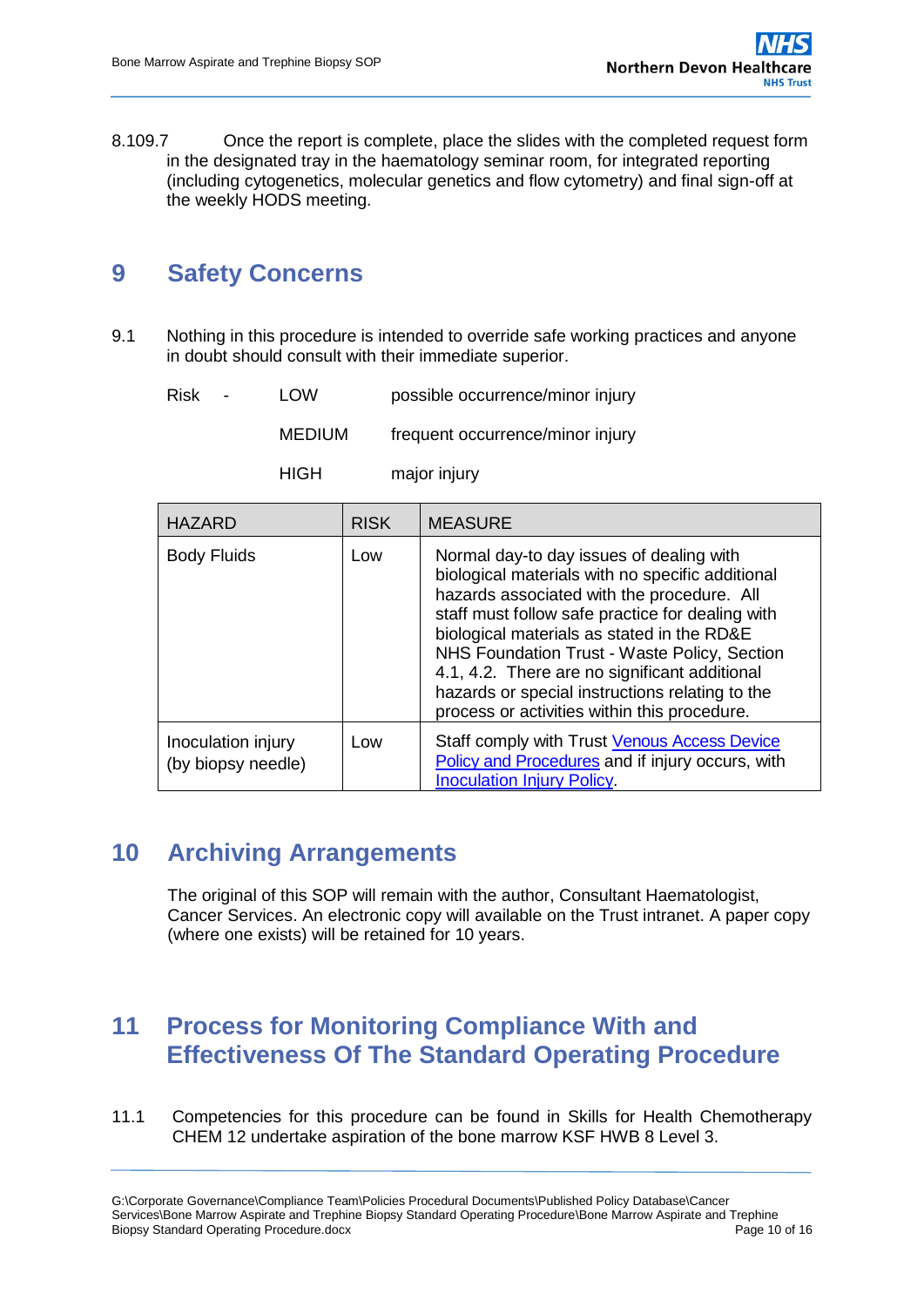8.109.7 Once the report is complete, place the slides with the completed request form in the designated tray in the haematology seminar room, for integrated reporting (including cytogenetics, molecular genetics and flow cytometry) and final sign-off at the weekly HODS meeting.

# 9 Safety Concerns

9.1 Nothing in this procedure is intended to override safe working practices and anyone in doubt should consult with their immediate superior.

Risk - LOW possible occurrence/minor injury

MEDIUM frequent occurrence/minor injury

HIGH major injury

| HAZARD | RISK | MEASURE |
|---|---|---|
| Body Fluids | Low | Normal day-to day issues of dealing with biological materials with no specific additional hazards associated with the procedure. All staff must follow safe practice for dealing with biological materials as stated in the RD&E NHS Foundation Trust - Waste Policy, Section 4.1, 4.2. There are no significant additional hazards or special instructions relating to the process or activities within this procedure. |
| Inoculation injury (by biopsy needle) | Low | Staff comply with Trust Venous Access Device Policy and Procedures and if injury occurs, with Inoculation Injury Policy. |

# 10 Archiving Arrangements

The original of this SOP will remain with the author, Consultant Haematologist, Cancer Services. An electronic copy will available on the Trust intranet. A paper copy (where one exists) will be retained for 10 years.

# 11 Process for Monitoring Compliance With and Effectiveness Of The Standard Operating Procedure

11.1 Competencies for this procedure can be found in Skills for Health Chemotherapy CHEM 12 undertake aspiration of the bone marrow KSF HWB 8 Level 3.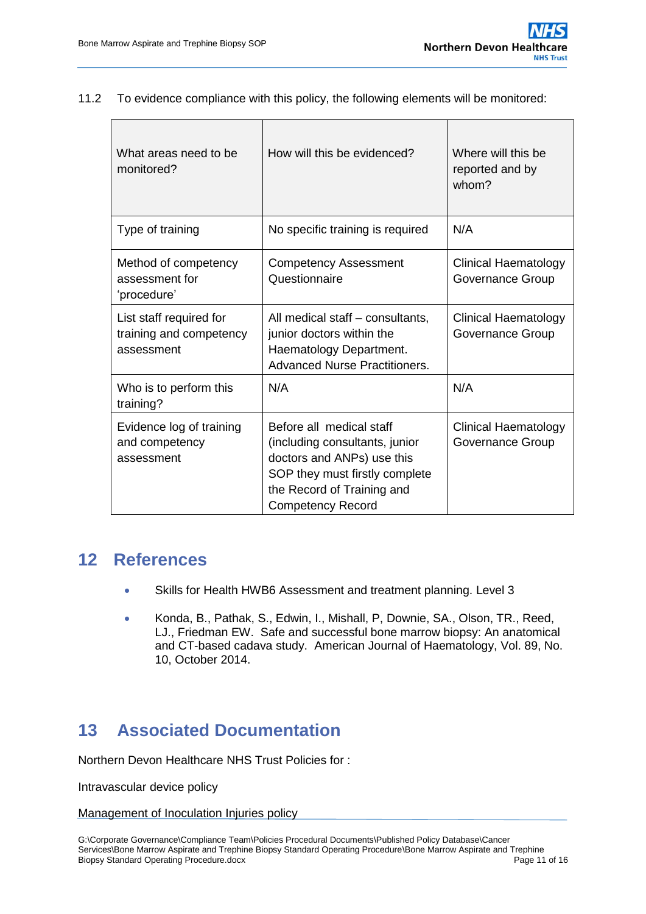11.2 To evidence compliance with this policy, the following elements will be monitored:

| What areas need to be monitored? | How will this be evidenced? | Where will this be reported and by whom? |
|---|---|---|
| Type of training | No specific training is required | N/A |
| Method of competency assessment for 'procedure' | Competency Assessment Questionnaire | Clinical Haematology Governance Group |
| List staff required for training and competency assessment | All medical staff – consultants, junior doctors within the Haematology Department. Advanced Nurse Practitioners. | Clinical Haematology Governance Group |
| Who is to perform this training? | N/A | N/A |
| Evidence log of training and competency assessment | Before all medical staff (including consultants, junior doctors and ANPs) use this SOP they must firstly complete the Record of Training and Competency Record | Clinical Haematology Governance Group |

## 12 References

- Skills for Health HWB6 Assessment and treatment planning. Level 3
- Konda, B., Pathak, S., Edwin, I., Mishall, P, Downie, SA., Olson, TR., Reed, LJ., Friedman EW. Safe and successful bone marrow biopsy: An anatomical and CT-based cadava study. American Journal of Haematology, Vol. 89, No. 10, October 2014.

## 13 Associated Documentation

Northern Devon Healthcare NHS Trust Policies for :

Intravascular device policy

Management of Inoculation Injuries policy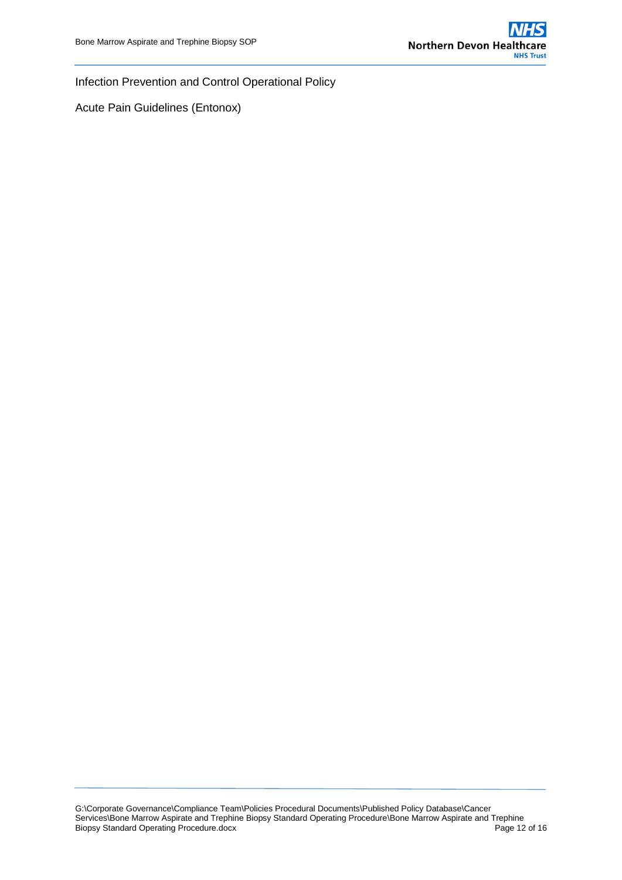Infection Prevention and Control Operational Policy

Acute Pain Guidelines (Entonox)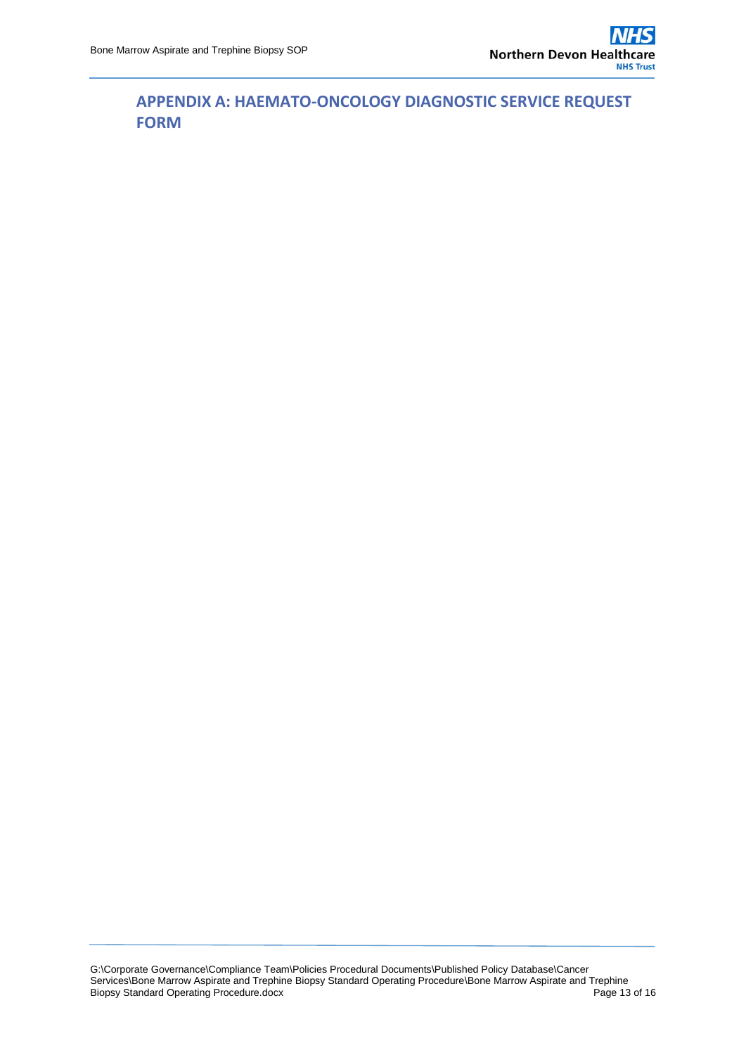## APPENDIX A: HAEMATO-ONCOLOGY DIAGNOSTIC SERVICE REQUEST FORM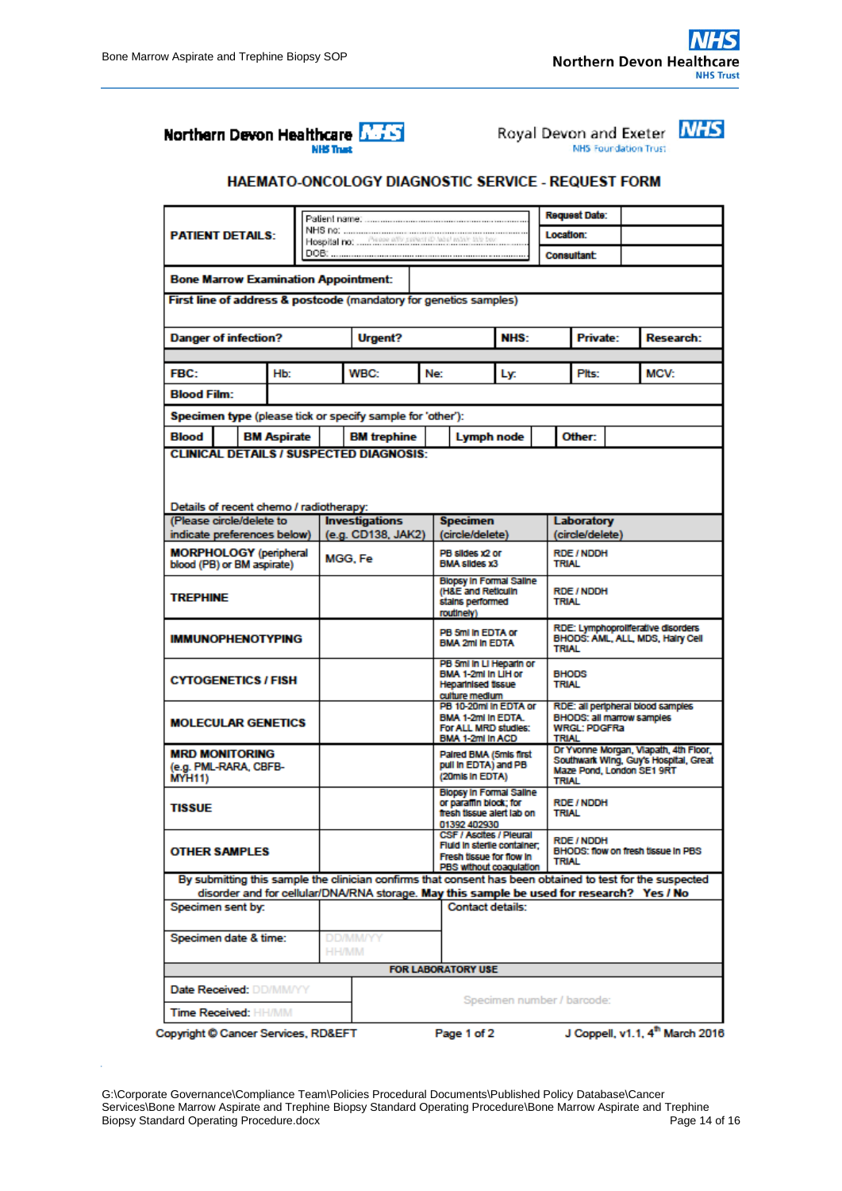Northern Devon Healthcare NHS Trust | Royal Devon and Exeter NHS Foundation Trust

## HAEMATO-ONCOLOGY DIAGNOSTIC SERVICE - REQUEST FORM

| | | | |
|---|---|---|---|
| **PATIENT DETAILS:** | Patient name: ...<br>NHS no: ...<br>Hospital no: ... Please affix patient ID label when available<br>DOB: ... | **Request Date:** | |
| | | **Location:** | |
| | | **Consultant:** | |

| | |
|---|---|
| **Bone Marrow Examination Appointment:** | |

**First line of address & postcode** (mandatory for genetics samples)

| **Danger of infection?** | **Urgent?** | **NHS:** | **Private:** | **Research:** |
|---|---|---|---|---|

| **FBC:** | Hb: | WBC: | Ne: | Ly: | Plts: | MCV: |
|---|---|---|---|---|---|---|
| **Blood Film:** | | | | | | |

**Specimen type** (please tick or specify sample for 'other'):

| **Blood** | | **BM Aspirate** | | **BM trephine** | | **Lymph node** | | **Other:** | |
|---|---|---|---|---|---|---|---|---|---|

**CLINICAL DETAILS / SUSPECTED DIAGNOSIS:**

Details of recent chemo / radiotherapy:

| (Please circle/delete to indicate preferences below) | **Investigations** (e.g. CD138, JAK2) | **Specimen** (circle/delete) | **Laboratory** (circle/delete) |
|---|---|---|---|
| **MORPHOLOGY** (peripheral blood (PB) or BM aspirate) | MGG, Fe | PB slides x2 or BMA slides x3 | RDE / NDDH TRIAL |
| **TREPHINE** | | Biopsy in Formal Saline (H&E and Reticulin stains performed routinely) | RDE / NDDH TRIAL |
| **IMMUNOPHENOTYPING** | | PB 5ml in EDTA or BMA 2ml in EDTA | RDE: Lymphoproliferative disorders BHODS: AML, ALL, MDS, Hairy Cell TRIAL |
| **CYTOGENETICS / FISH** | | PB 5ml in Li Heparin or BMA 1-2ml in LiH or Heparinised tissue culture medium | BHODS TRIAL |
| **MOLECULAR GENETICS** | | PB 10-20ml in EDTA or BMA 1-2ml in EDTA. For ALL MRD studies: BMA 1-2ml in ACD | RDE: all peripheral blood samples BHODS: all marrow samples WRGL: PDGFRa TRIAL |
| **MRD MONITORING** (e.g. PML-RARA, CBFB-MYH11) | | Paired BMA (5mls first pull in EDTA) and PB (20mls in EDTA) | Dr Yvonne Morgan, Viapath, 4th Floor, Southwark Wing, Guy's Hospital, Great Maze Pond, London SE1 9RT TRIAL |
| **TISSUE** | | Biopsy in Formal Saline or paraffin block; for fresh tissue alert lab on 01392 402930 | RDE / NDDH TRIAL |
| **OTHER SAMPLES** | | CSF / Ascites / Pleural Fluid in sterile container; Fresh tissue for flow in PBS without coagulation | RDE / NDDH BHODS: flow on fresh tissue in PBS TRIAL |

By submitting this sample the clinician confirms that consent has been obtained to test for the suspected disorder and for cellular/DNA/RNA storage. **May this sample be used for research? Yes / No**

| | | |
|---|---|---|
| Specimen sent by: | | Contact details: |
| Specimen date & time: | DD/MM/YY HH/MM | |

**FOR LABORATORY USE**

| | |
|---|---|
| Date Received: DD/MM/YY | Specimen number / barcode: |
| Time Received: HH/MM | |

Copyright © Cancer Services, RD&EFT — Page 1 of 2 — J Coppell, v1.1, 4th March 2016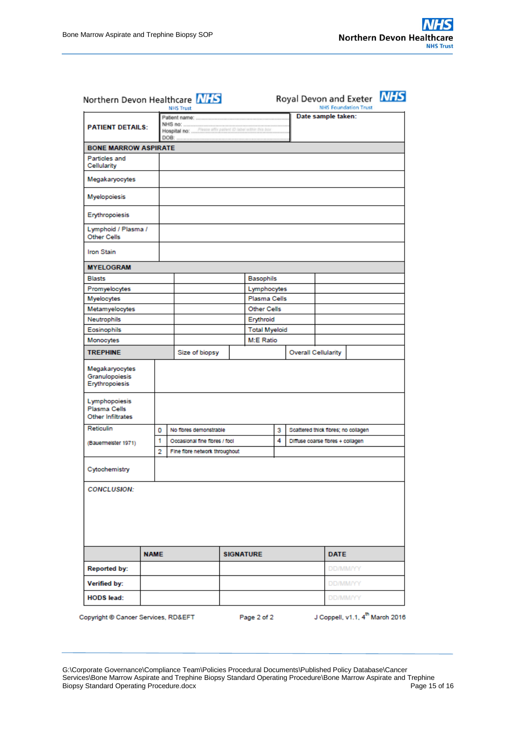Northern Devon Healthcare NHS Trust | Royal Devon and Exeter NHS Foundation Trust

| **PATIENT DETAILS:** | Patient name: ...<br>NHS no: ...<br>Hospital no: ... Please affix patient ID label within this box<br>DOB: ... | **Date sample taken:** |
|---|---|---|

| **BONE MARROW ASPIRATE** | |
|---|---|
| Particles and Cellularity | |
| Megakaryocytes | |
| Myelopoiesis | |
| Erythropoiesis | |
| Lymphoid / Plasma / Other Cells | |
| Iron Stain | |

| **MYELOGRAM** | | | |
|---|---|---|---|
| Blasts | | Basophils | |
| Promyelocytes | | Lymphocytes | |
| Myelocytes | | Plasma Cells | |
| Metamyelocytes | | Other Cells | |
| Neutrophils | | Erythroid | |
| Eosinophils | | Total Myeloid | |
| Monocytes | | M:E Ratio | |

| **TREPHINE** | Size of biopsy | | Overall Cellularity | |
|---|---|---|---|---|
| Megakaryocytes<br>Granulopoiesis<br>Erythropoiesis | | | | |
| Lymphopoiesis<br>Plasma Cells<br>Other Infiltrates | | | | |

| Reticulin (Bauermeister 1971) | | | | |
|---|---|---|---|---|
| | 0 | No fibres demonstrable | 3 | Scattered thick fibres; no collagen |
| | 1 | Occasional fine fibres / foci | 4 | Diffuse coarse fibres + collagen |
| | 2 | Fine fibre network throughout | | |

| Cytochemistry | |
|---|---|

*CONCLUSION:*

| | **NAME** | **SIGNATURE** | **DATE** |
|---|---|---|---|
| **Reported by:** | | | DD/MM/YY |
| **Verified by:** | | | DD/MM/YY |
| **HODS lead:** | | | DD/MM/YY |

Copyright © Cancer Services, RD&EFT    Page 2 of 2    J Coppell, v1.1, 4th March 2016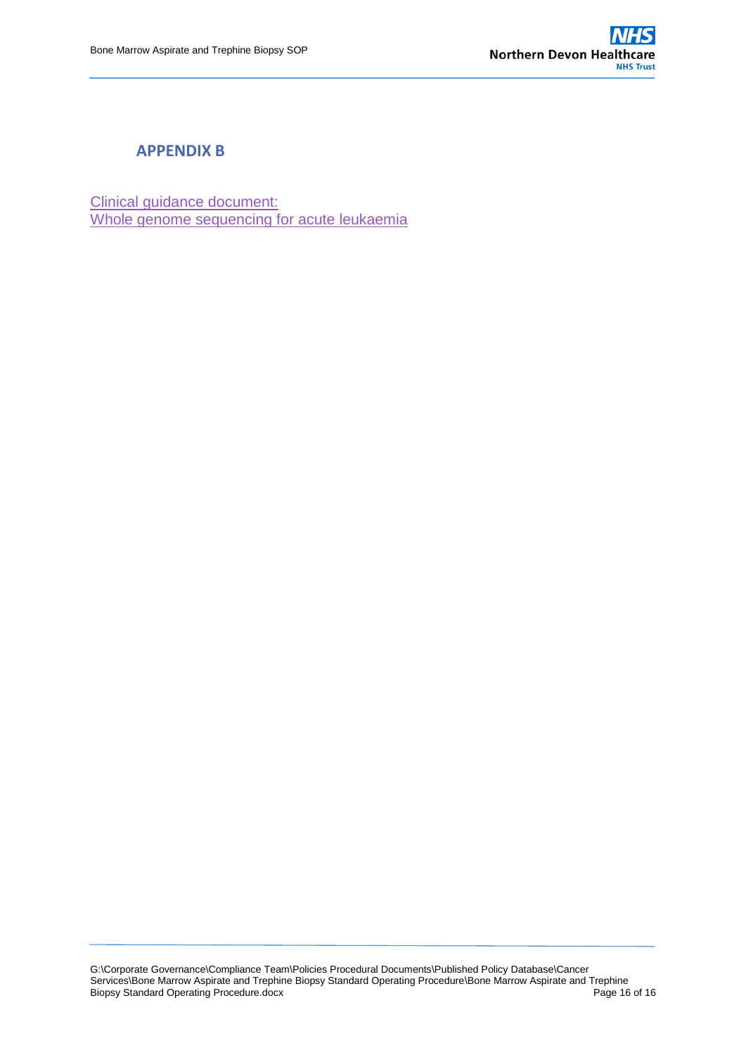## APPENDIX B

Clinical guidance document:
Whole genome sequencing for acute leukaemia